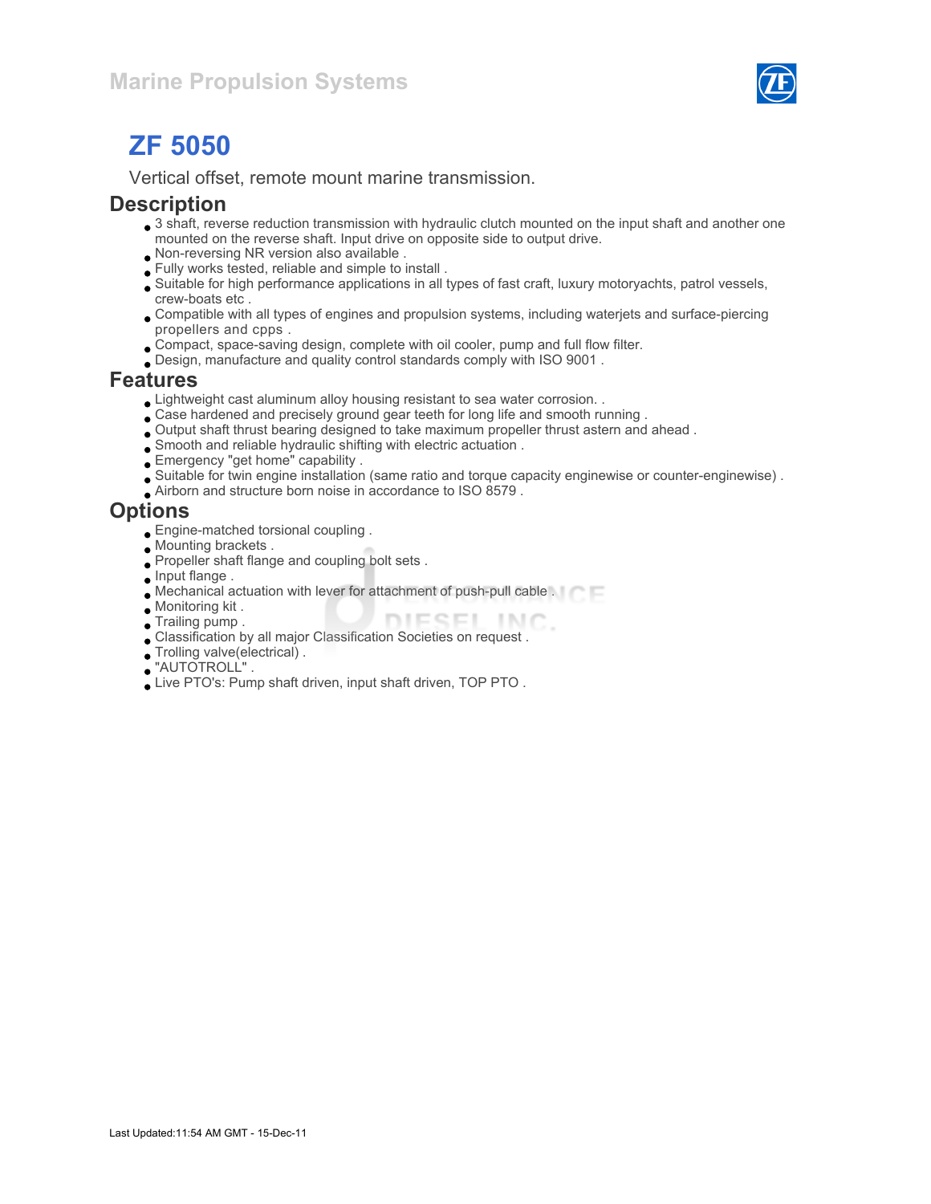Marine Propulsion Systems

# ZF 5050

Vertical offset, remote mount marine transmission.

## Description

- 3 shaft, reverse reduction transmission with hydraulic clutch mounted on the input shaft and another one mounted on the reverse shaft. Input drive on opposite side to output drive.
- Non-reversing NR version also available .
- Fully works tested, reliable and simple to install .
- Suitable for high performance applications in all types of fast craft, luxury motoryachts, patrol vessels, crew-boats etc .
- Compatible with all types of engines and propulsion systems, including waterjets and surface-piercing propellers and cpps .
- Compact, space-saving design, complete with oil cooler, pump and full flow filter.
- Design, manufacture and quality control standards comply with ISO 9001 .

## Features

- Lightweight cast aluminum alloy housing resistant to sea water corrosion. .
- Case hardened and precisely ground gear teeth for long life and smooth running .
- Output shaft thrust bearing designed to take maximum propeller thrust astern and ahead .
- Smooth and reliable hydraulic shifting with electric actuation .
- Emergency "get home" capability .
- Suitable for twin engine installation (same ratio and torque capacity enginewise or counter-enginewise) .
- Airborn and structure born noise in accordance to ISO 8579 .

## Options

- Engine-matched torsional coupling .
- Mounting brackets .
- Propeller shaft flange and coupling bolt sets .
- Input flange .
- Mechanical actuation with lever for attachment of push-pull cable .
- Monitoring kit .
- Trailing pump .
- Classification by all major Classification Societies on request .
- Trolling valve(electrical) .
- "AUTOTROLL" .
- Live PTO's: Pump shaft driven, input shaft driven, TOP PTO .

Last Updated:11:54 AM GMT - 15-Dec-11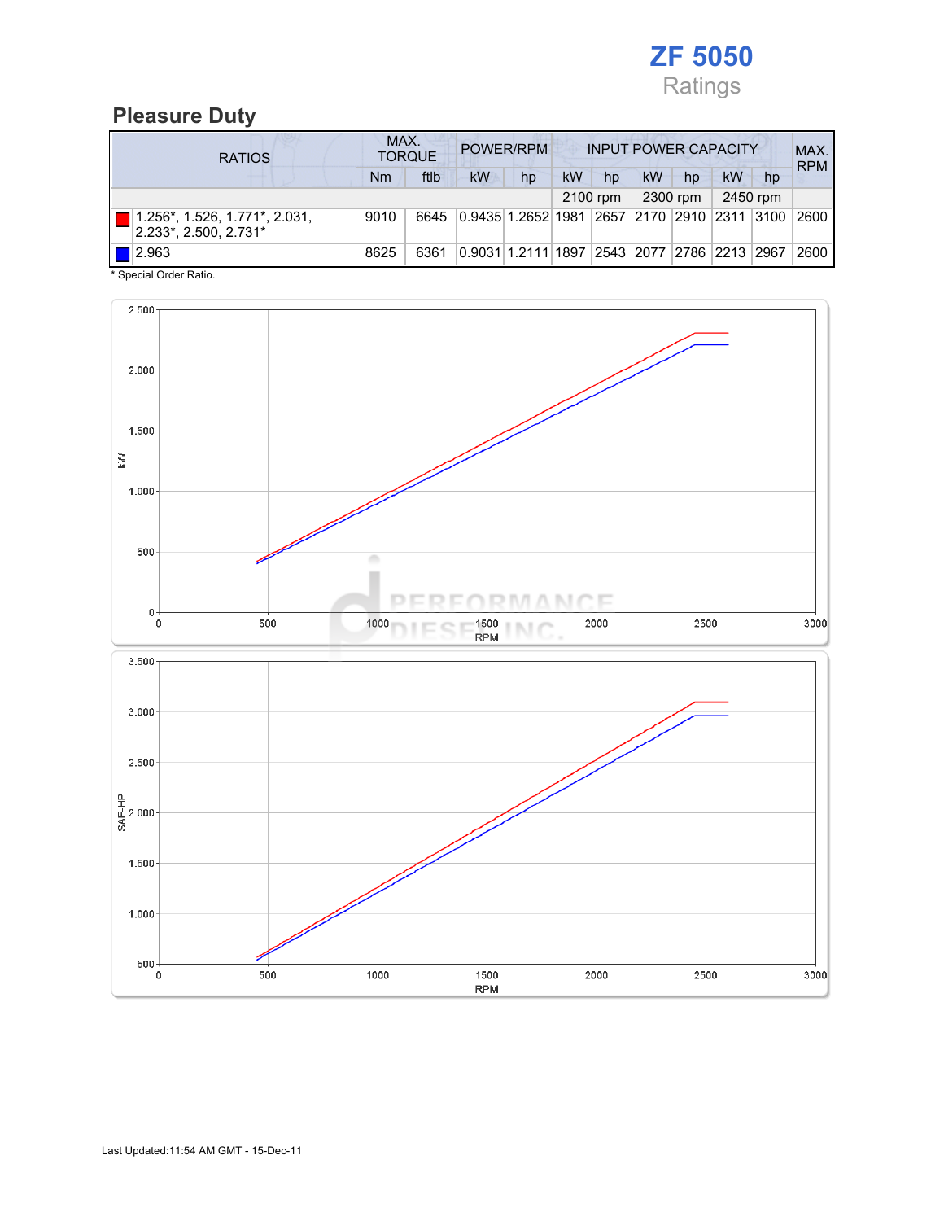# ZF 5050

Ratings

## Pleasure Duty

| RATIOS | MAX. TORQUE | | POWER/RPM | | INPUT POWER CAPACITY | | | | | | MAX. RPM |
|---|---|---|---|---|---|---|---|---|---|---|---|
| | Nm | ftlb | kW | hp | kW | hp | kW | hp | kW | hp | |
| | | | | | 2100 rpm | | 2300 rpm | | 2450 rpm | | |
| 1.256*, 1.526, 1.771*, 2.031, 2.233*, 2.500, 2.731* | 9010 | 6645 | 0.9435 | 1.2652 | 1981 | 2657 | 2170 | 2910 | 2311 | 3100 | 2600 |
| 2.963 | 8625 | 6361 | 0.9031 | 1.2111 | 1897 | 2543 | 2077 | 2786 | 2213 | 2967 | 2600 |

* Special Order Ratio.

Last Updated:11:54 AM GMT - 15-Dec-11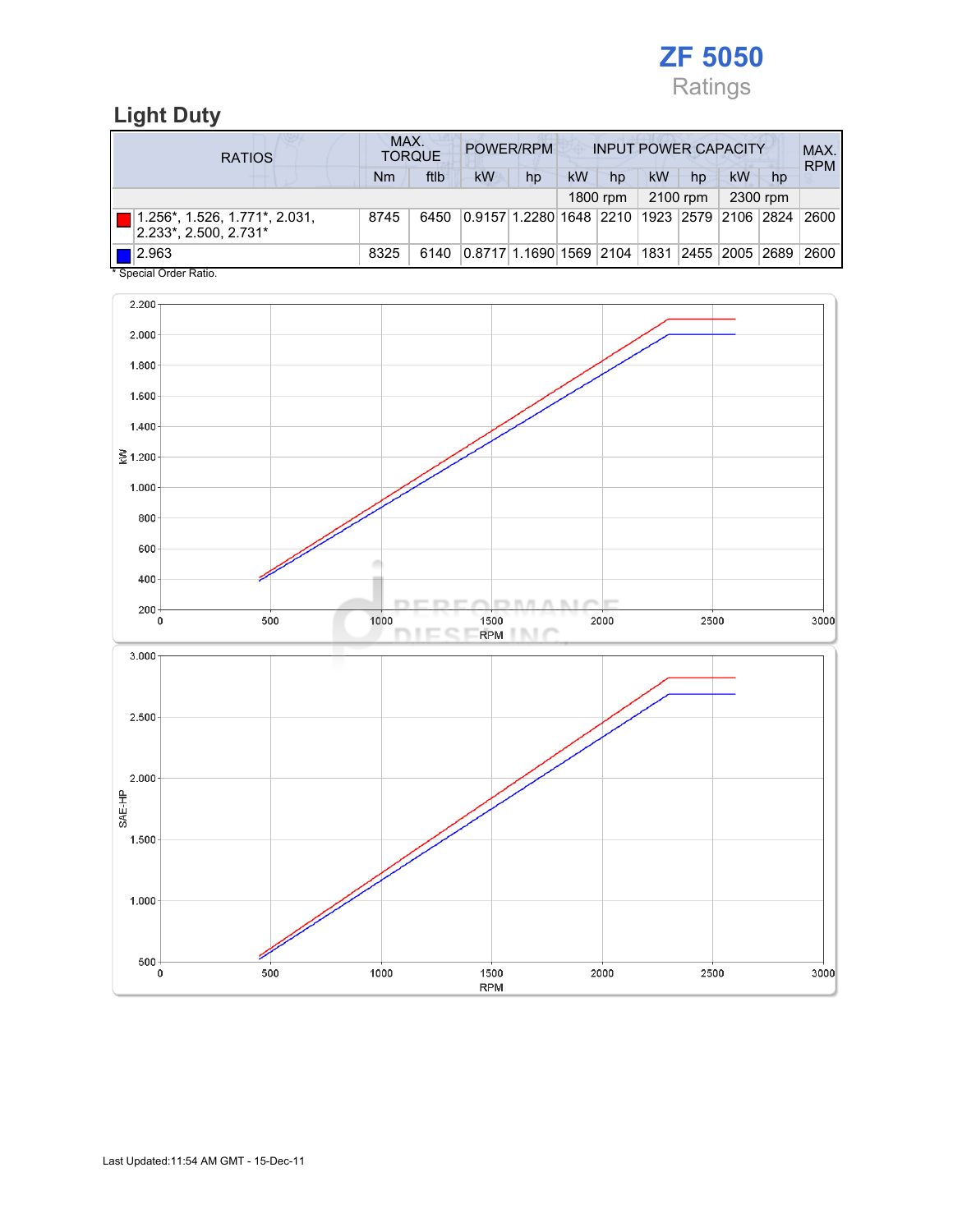# ZF 5050

Ratings

## Light Duty

| RATIOS | MAX. TORQUE | | POWER/RPM | | INPUT POWER CAPACITY | | | | | | MAX. RPM |
|---|---|---|---|---|---|---|---|---|---|---|---|
| | Nm | ftlb | kW | hp | kW | hp | kW | hp | kW | hp | |
| | | | | | 1800 rpm | | 2100 rpm | | 2300 rpm | | |
| 1.256*, 1.526, 1.771*, 2.031, 2.233*, 2.500, 2.731* | 8745 | 6450 | 0.9157 | 1.2280 | 1648 | 2210 | 1923 | 2579 | 2106 | 2824 | 2600 |
| 2.963 | 8325 | 6140 | 0.8717 | 1.1690 | 1569 | 2104 | 1831 | 2455 | 2005 | 2689 | 2600 |

\* Special Order Ratio.

Last Updated:11:54 AM GMT - 15-Dec-11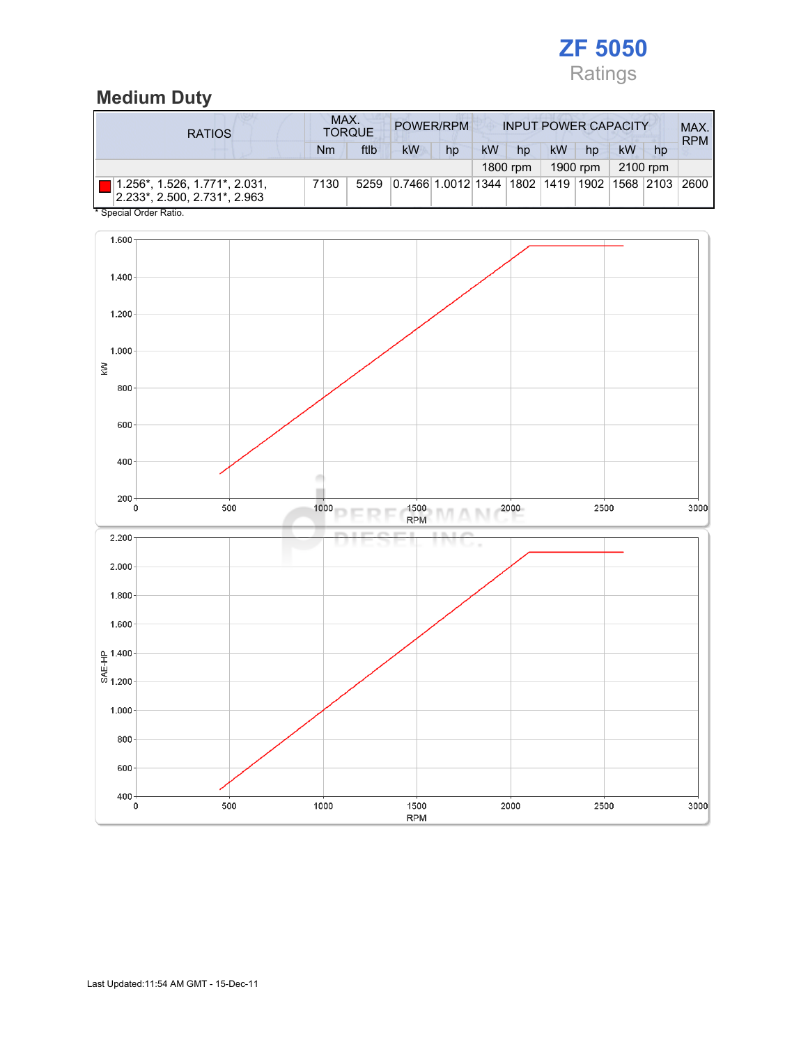# ZF 5050

Ratings

## Medium Duty

| RATIOS | MAX. TORQUE | | POWER/RPM | | INPUT POWER CAPACITY | | | | | | MAX. RPM |
|---|---|---|---|---|---|---|---|---|---|---|---|
| | Nm | ftlb | kW | hp | kW | hp | kW | hp | kW | hp | |
| | | | | | 1800 rpm | | 1900 rpm | | 2100 rpm | | |
| 1.256*, 1.526, 1.771*, 2.031, 2.233*, 2.500, 2.731*, 2.963 | 7130 | 5259 | 0.7466 | 1.0012 | 1344 | 1802 | 1419 | 1902 | 1568 | 2103 | 2600 |

* Special Order Ratio.

Last Updated:11:54 AM GMT - 15-Dec-11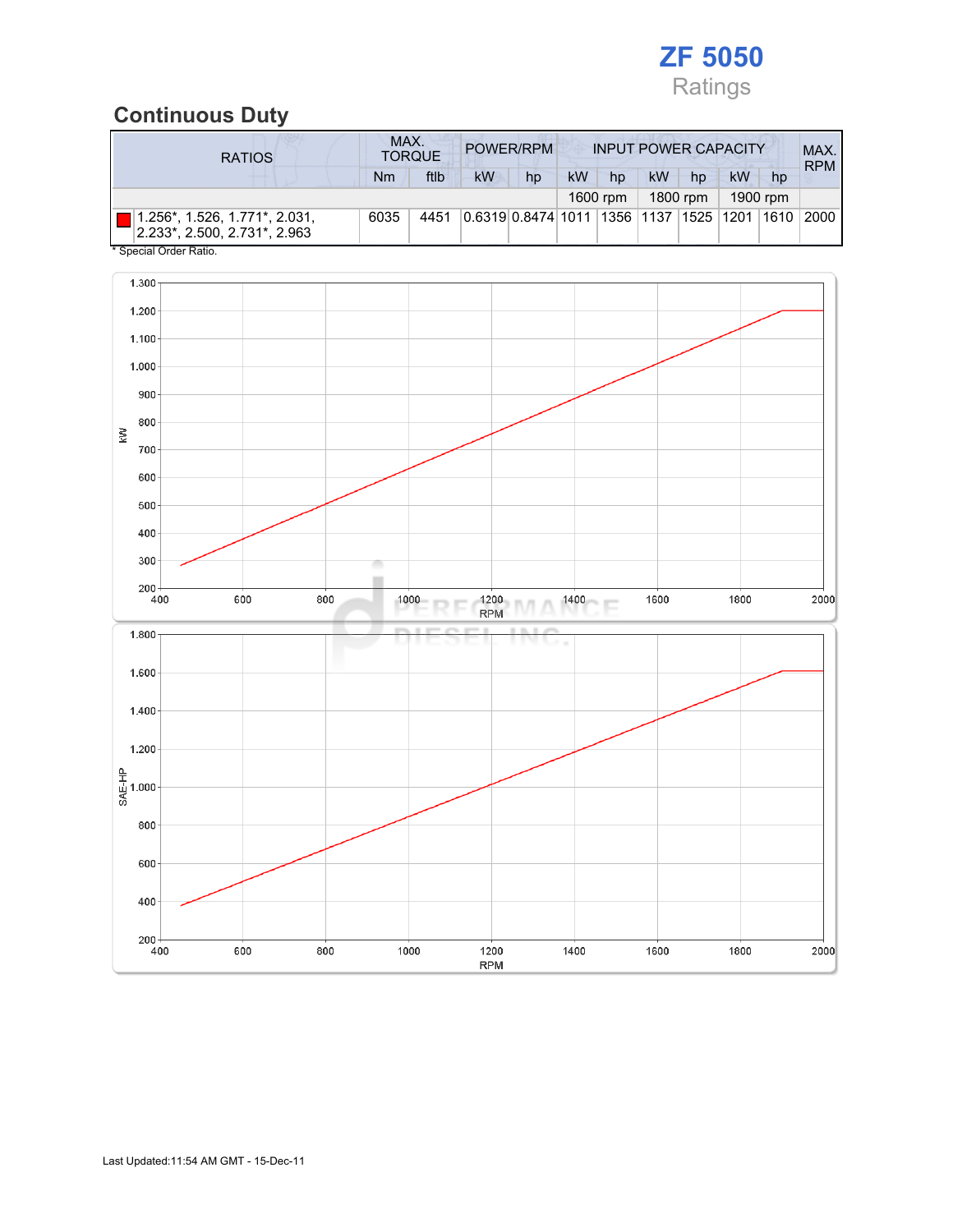# ZF 5050

Ratings

## Continuous Duty

| RATIOS | MAX. TORQUE | | POWER/RPM | | INPUT POWER CAPACITY | | | | | | MAX. RPM |
|---|---|---|---|---|---|---|---|---|---|---|---|
| | Nm | ftlb | kW | hp | kW | hp | kW | hp | kW | hp | |
| | | | | | 1600 rpm | | 1800 rpm | | 1900 rpm | | |
| 1.256*, 1.526, 1.771*, 2.031, 2.233*, 2.500, 2.731*, 2.963 | 6035 | 4451 | 0.6319 | 0.8474 | 1011 | 1356 | 1137 | 1525 | 1201 | 1610 | 2000 |

* Special Order Ratio.

Last Updated:11:54 AM GMT - 15-Dec-11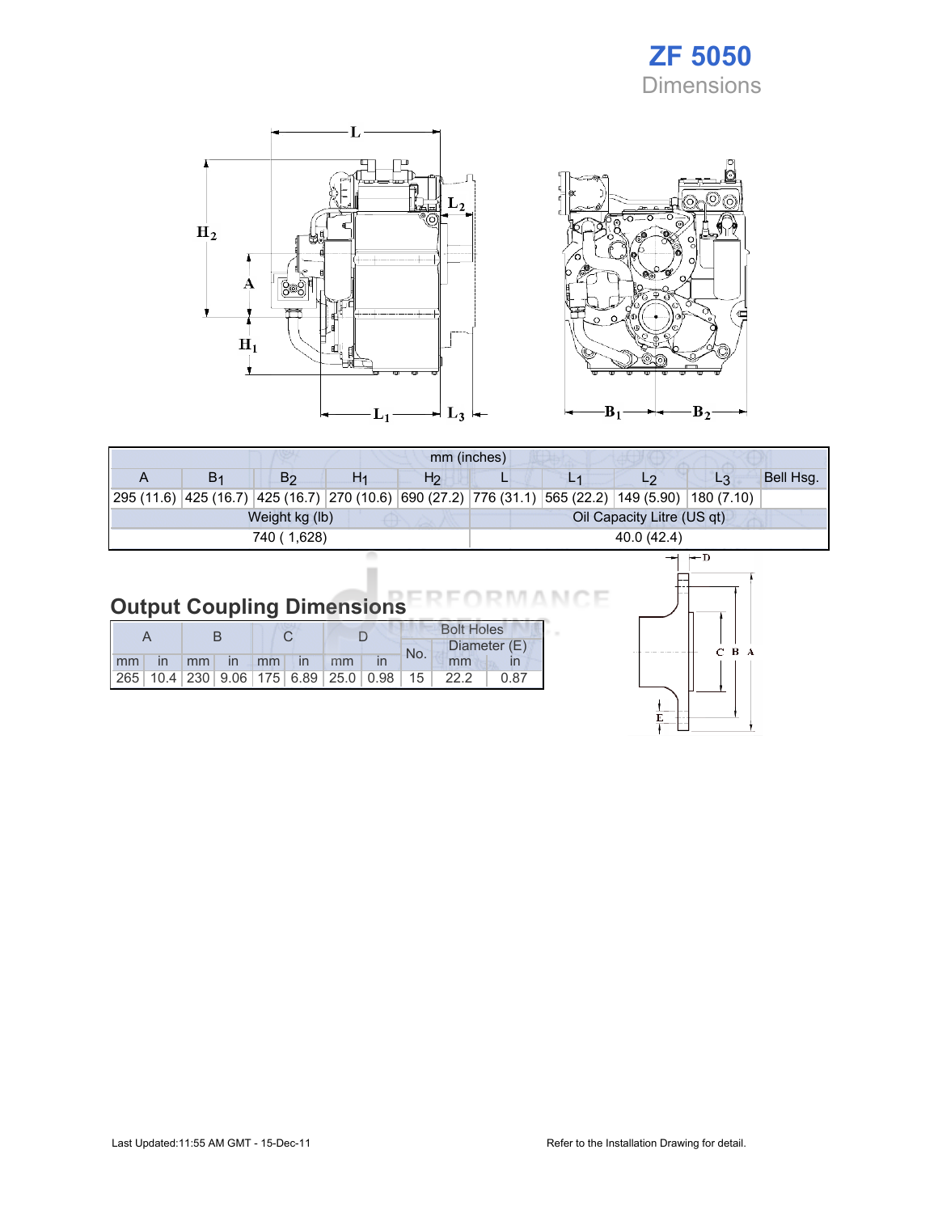# ZF 5050

Dimensions

| mm (inches) | | | | | | | | | |
|---|---|---|---|---|---|---|---|---|---|
| A | $B_1$ | $B_2$ | $H_1$ | $H_2$ | L | $L_1$ | $L_2$ | $L_3$ | Bell Hsg. |
| 295 (11.6) | 425 (16.7) | 425 (16.7) | 270 (10.6) | 690 (27.2) | 776 (31.1) | 565 (22.2) | 149 (5.90) | 180 (7.10) | |

| Weight kg (lb) | Oil Capacity Litre (US qt) |
|---|---|
| 740 ( 1,628) | 40.0 (42.4) |

## Output Coupling Dimensions

| A | | B | | C | | D | | Bolt Holes | | |
|---|---|---|---|---|---|---|---|---|---|---|
| | | | | | | | | No. | Diameter (E) | |
| mm | in | mm | in | mm | in | mm | in | | mm | in |
| 265 | 10.4 | 230 | 9.06 | 175 | 6.89 | 25.0 | 0.98 | 15 | 22.2 | 0.87 |

Last Updated:11:55 AM GMT - 15-Dec-11

Refer to the Installation Drawing for detail.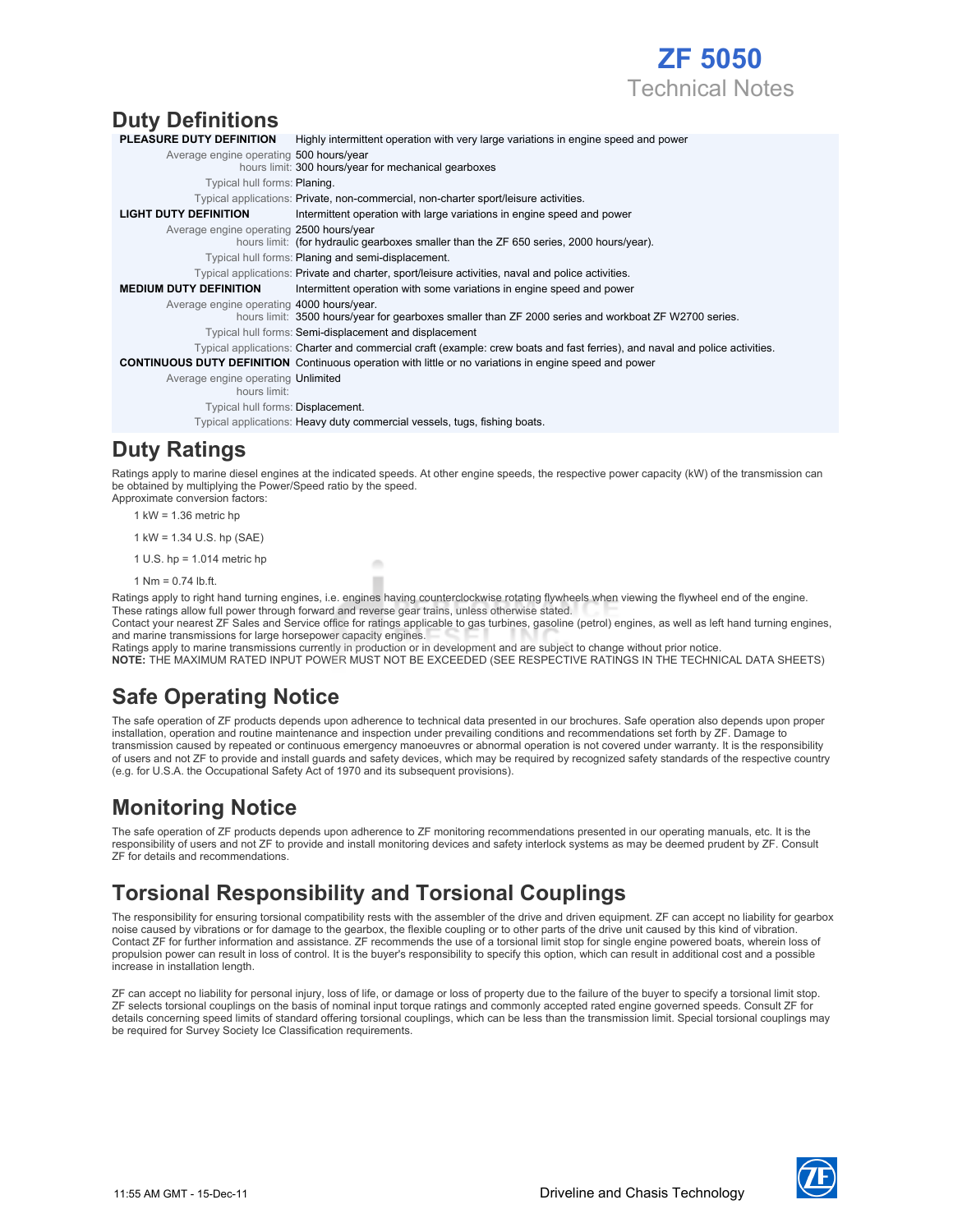# ZF 5050

Technical Notes

## Duty Definitions

| | |
|---|---|
| **PLEASURE DUTY DEFINITION** | Highly intermittent operation with very large variations in engine speed and power |
| Average engine operating hours limit: | 500 hours/year<br>300 hours/year for mechanical gearboxes |
| Typical hull forms: | Planing. |
| Typical applications: | Private, non-commercial, non-charter sport/leisure activities. |
| **LIGHT DUTY DEFINITION** | Intermittent operation with large variations in engine speed and power |
| Average engine operating hours limit: | 2500 hours/year<br>(for hydraulic gearboxes smaller than the ZF 650 series, 2000 hours/year). |
| Typical hull forms: | Planing and semi-displacement. |
| Typical applications: | Private and charter, sport/leisure activities, naval and police activities. |
| **MEDIUM DUTY DEFINITION** | Intermittent operation with some variations in engine speed and power |
| Average engine operating hours limit: | 4000 hours/year.<br>3500 hours/year for gearboxes smaller than ZF 2000 series and workboat ZF W2700 series. |
| Typical hull forms: | Semi-displacement and displacement |
| Typical applications: | Charter and commercial craft (example: crew boats and fast ferries), and naval and police activities. |
| **CONTINUOUS DUTY DEFINITION** | Continuous operation with little or no variations in engine speed and power |
| Average engine operating hours limit: | Unlimited |
| Typical hull forms: | Displacement. |
| Typical applications: | Heavy duty commercial vessels, tugs, fishing boats. |

## Duty Ratings

Ratings apply to marine diesel engines at the indicated speeds. At other engine speeds, the respective power capacity (kW) of the transmission can be obtained by multiplying the Power/Speed ratio by the speed.
Approximate conversion factors:

1 kW = 1.36 metric hp

1 kW = 1.34 U.S. hp (SAE)

1 U.S. hp = 1.014 metric hp

1 Nm = 0.74 lb.ft.

Ratings apply to right hand turning engines, i.e. engines having counterclockwise rotating flywheels when viewing the flywheel end of the engine. These ratings allow full power through forward and reverse gear trains, unless otherwise stated.
Contact your nearest ZF Sales and Service office for ratings applicable to gas turbines, gasoline (petrol) engines, as well as left hand turning engines, and marine transmissions for large horsepower capacity engines.
Ratings apply to marine transmissions currently in production or in development and are subject to change without prior notice.
**NOTE:** THE MAXIMUM RATED INPUT POWER MUST NOT BE EXCEEDED (SEE RESPECTIVE RATINGS IN THE TECHNICAL DATA SHEETS)

## Safe Operating Notice

The safe operation of ZF products depends upon adherence to technical data presented in our brochures. Safe operation also depends upon proper installation, operation and routine maintenance and inspection under prevailing conditions and recommendations set forth by ZF. Damage to transmission caused by repeated or continuous emergency manoeuvres or abnormal operation is not covered under warranty. It is the responsibility of users and not ZF to provide and install guards and safety devices, which may be required by recognized safety standards of the respective country (e.g. for U.S.A. the Occupational Safety Act of 1970 and its subsequent provisions).

## Monitoring Notice

The safe operation of ZF products depends upon adherence to ZF monitoring recommendations presented in our operating manuals, etc. It is the responsibility of users and not ZF to provide and install monitoring devices and safety interlock systems as may be deemed prudent by ZF. Consult ZF for details and recommendations.

## Torsional Responsibility and Torsional Couplings

The responsibility for ensuring torsional compatibility rests with the assembler of the drive and driven equipment. ZF can accept no liability for gearbox noise caused by vibrations or for damage to the gearbox, the flexible coupling or to other parts of the drive unit caused by this kind of vibration. Contact ZF for further information and assistance. ZF recommends the use of a torsional limit stop for single engine powered boats, wherein loss of propulsion power can result in loss of control. It is the buyer's responsibility to specify this option, which can result in additional cost and a possible increase in installation length.

ZF can accept no liability for personal injury, loss of life, or damage or loss of property due to the failure of the buyer to specify a torsional limit stop. ZF selects torsional couplings on the basis of nominal input torque ratings and commonly accepted rated engine governed speeds. Consult ZF for details concerning speed limits of standard offering torsional couplings, which can be less than the transmission limit. Special torsional couplings may be required for Survey Society Ice Classification requirements.